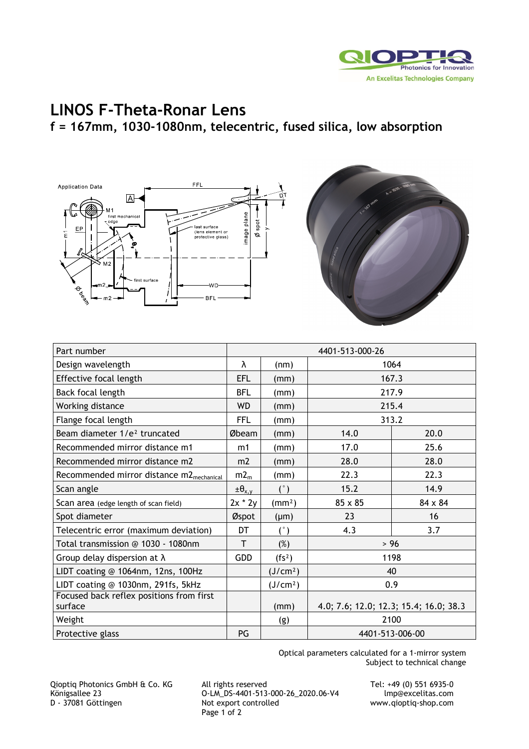# LINOS F-Theta-Ronar Lens

## f = 167mm, 1030-1080nm, telecentric, fused silica, low absorption

| Part number | | | 4401-513-000-26 | |
|---|---|---|---|---|
| Design wavelength | λ | (nm) | 1064 | |
| Effective focal length | EFL | (mm) | 167.3 | |
| Back focal length | BFL | (mm) | 217.9 | |
| Working distance | WD | (mm) | 215.4 | |
| Flange focal length | FFL | (mm) | 313.2 | |
| Beam diameter 1/e² truncated | Øbeam | (mm) | 14.0 | 20.0 |
| Recommended mirror distance m1 | m1 | (mm) | 17.0 | 25.6 |
| Recommended mirror distance m2 | m2 | (mm) | 28.0 | 28.0 |
| Recommended mirror distance $m2_{mechanical}$ | $m2_m$ | (mm) | 22.3 | 22.3 |
| Scan angle | $\pm\theta_{x,y}$ | (°) | 15.2 | 14.9 |
| Scan area (edge length of scan field) | 2x * 2y | (mm²) | 85 x 85 | 84 x 84 |
| Spot diameter | Øspot | (µm) | 23 | 16 |
| Telecentric error (maximum deviation) | DT | (°) | 4.3 | 3.7 |
| Total transmission @ 1030 - 1080nm | T | (%) | > 96 | |
| Group delay dispersion at λ | GDD | (fs²) | 1198 | |
| LIDT coating @ 1064nm, 12ns, 100Hz | | (J/cm²) | 40 | |
| LIDT coating @ 1030nm, 291fs, 5kHz | | (J/cm²) | 0.9 | |
| Focused back reflex positions from first surface | | (mm) | 4.0; 7.6; 12.0; 12.3; 15.4; 16.0; 38.3 | |
| Weight | | (g) | 2100 | |
| Protective glass | PG | | 4401-513-006-00 | |

Optical parameters calculated for a 1-mirror system
Subject to technical change

Qioptiq Photonics GmbH & Co. KG
Königsallee 23
D - 37081 Göttingen

All rights reserved
O-LM_DS-4401-513-000-26_2020.06-V4
Not export controlled

Tel: +49 (0) 551 6935-0
lmp@excelitas.com
www.qioptiq-shop.com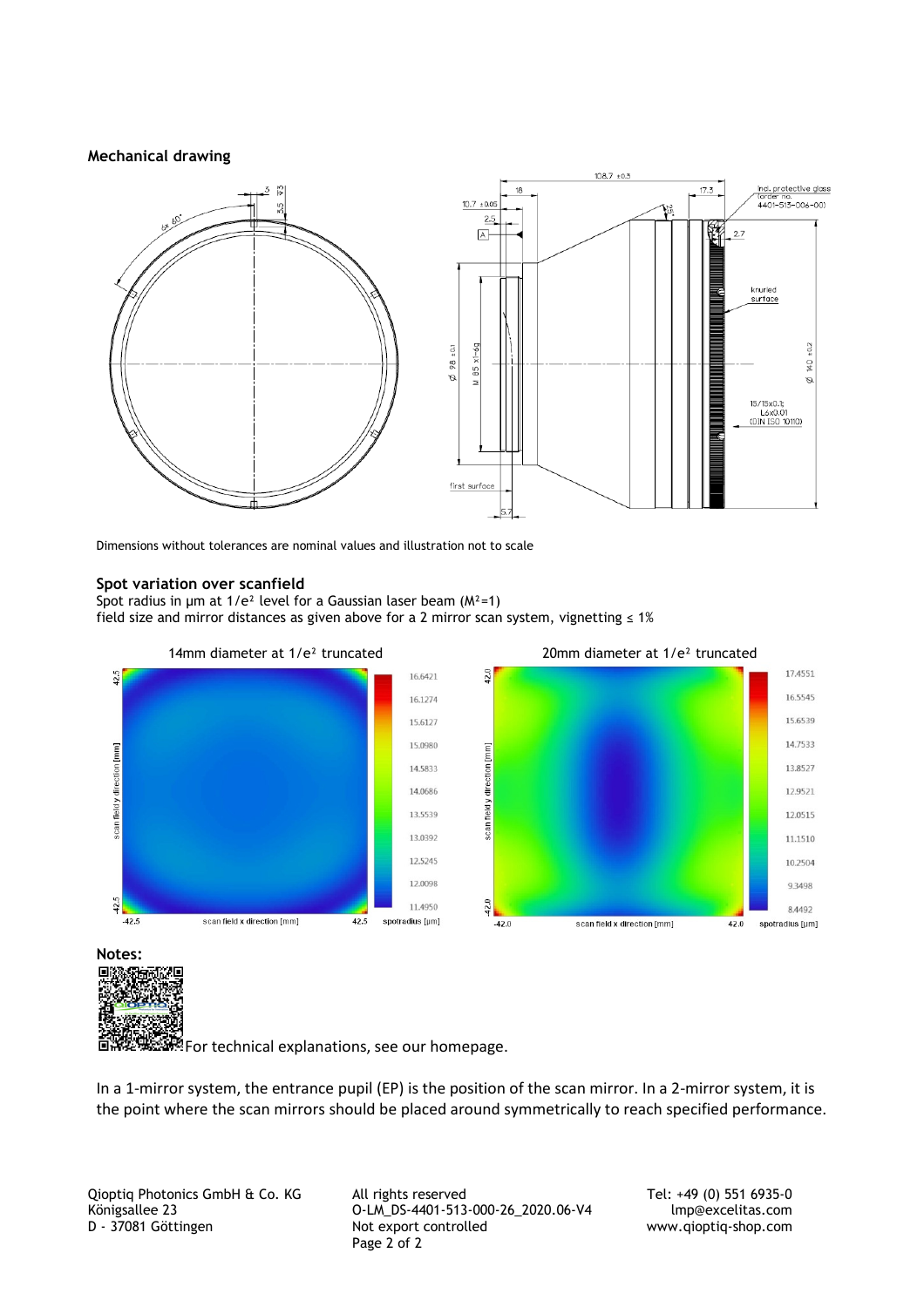## Mechanical drawing

6x 60°

3

3.5 ∇3

108.7 ±0.3

18

10.7 ±0.05

2.5

A

17.3

incl. protective glass (order no. 4401-513-006-00)

2.7

knurled surface

Ø 98 ±0.1

M 85 x1-6g

Ø 140 ±0.2

15/15x0.1; L6x0.01 (DIN ISO 10110)

first surface

5.7

Dimensions without tolerances are nominal values and illustration not to scale

### Spot variation over scanfield

Spot radius in µm at $1/e^2$ level for a Gaussian laser beam ($M^2=1$)
field size and mirror distances as given above for a 2 mirror scan system, vignetting ≤ 1%

14mm diameter at $1/e^2$ truncated

42.5
-42.5
-42.5
42.5
scan field y direction [mm]
scan field x direction [mm]
spotradius [µm]
16.6421
16.1274
15.6127
15.0980
14.5833
14.0686
13.5539
13.0392
12.5245
12.0098
11.4950

20mm diameter at $1/e^2$ truncated

42.0
-42.0
-42.0
42.0
scan field y direction [mm]
scan field x direction [mm]
spotradius [µm]
17.4551
16.5545
15.6539
14.7533
13.8527
12.9521
12.0515
11.1510
10.2504
9.3498
8.4492

**Notes:**

For technical explanations, see our homepage.

In a 1-mirror system, the entrance pupil (EP) is the position of the scan mirror. In a 2-mirror system, it is the point where the scan mirrors should be placed around symmetrically to reach specified performance.

Qioptiq Photonics GmbH & Co. KG
Königsallee 23
D - 37081 Göttingen

All rights reserved
O-LM_DS-4401-513-000-26_2020.06-V4
Not export controlled

Tel: +49 (0) 551 6935-0
lmp@excelitas.com
www.qioptiq-shop.com